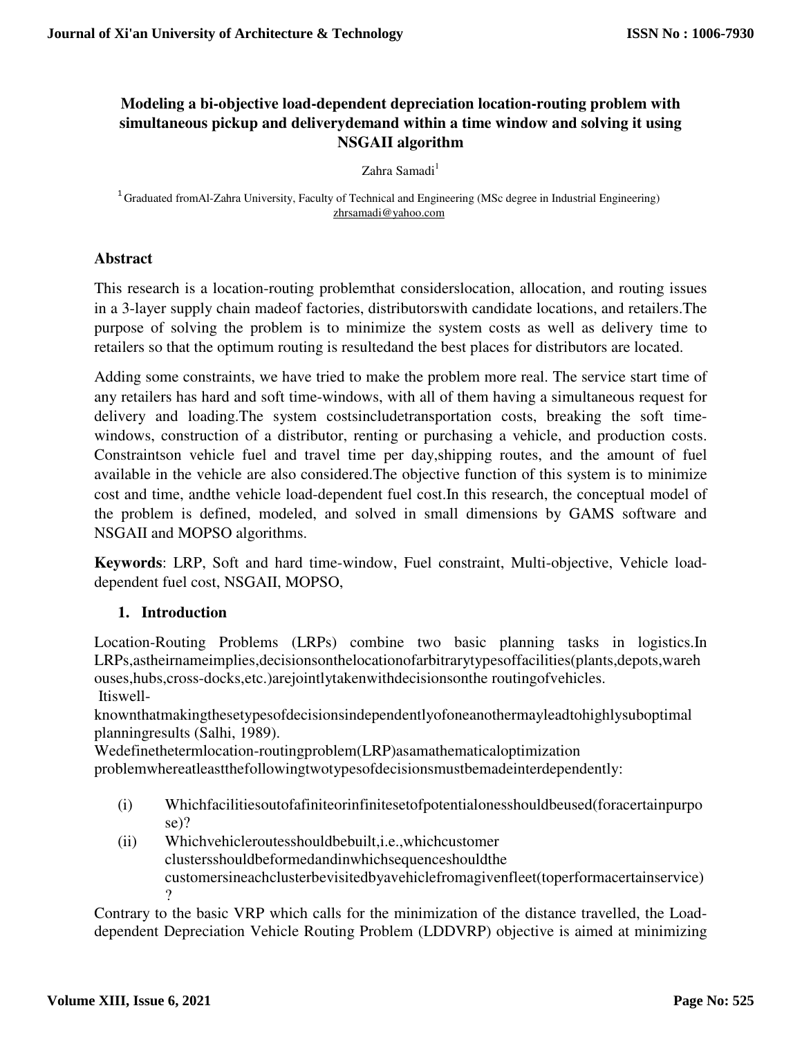# Modeling a bi-objective load-dependent depreciation location-routing problem with simultaneous pickup and deliverydemand within a time window and solving it using NSGAII algorithm

Zahra Samadi[1]

[1] Graduated fromAl-Zahra University, Faculty of Technical and Engineering (MSc degree in Industrial Engineering)
zhrsamadi@yahoo.com

## Abstract

This research is a location-routing problemthat considerslocation, allocation, and routing issues in a 3-layer supply chain madeof factories, distributorswith candidate locations, and retailers.The purpose of solving the problem is to minimize the system costs as well as delivery time to retailers so that the optimum routing is resultedand the best places for distributors are located.

Adding some constraints, we have tried to make the problem more real. The service start time of any retailers has hard and soft time-windows, with all of them having a simultaneous request for delivery and loading.The system costsincludetransportation costs, breaking the soft time-windows, construction of a distributor, renting or purchasing a vehicle, and production costs. Constraintson vehicle fuel and travel time per day,shipping routes, and the amount of fuel available in the vehicle are also considered.The objective function of this system is to minimize cost and time, andthe vehicle load-dependent fuel cost.In this research, the conceptual model of the problem is defined, modeled, and solved in small dimensions by GAMS software and NSGAII and MOPSO algorithms.

**Keywords**: LRP, Soft and hard time-window, Fuel constraint, Multi-objective, Vehicle load-dependent fuel cost, NSGAII, MOPSO,

## 1. Introduction

Location-Routing Problems (LRPs) combine two basic planning tasks in logistics.In LRPs,astheirnameimplies,decisionsonthelocationofarbitrarytypesoffacilities(plants,depots,warehouses,hubs,cross-docks,etc.)arejointlytakenwithdecisionsonthe routingofvehicles.
Itiswell-knownthatmakingthesetypesofdecisionsindependentlyofoneanothermayleadtohighlysuboptimal planningresults (Salhi, 1989).
Wedefinethetermlocation-routingproblem(LRP)asamathematicaloptimization problemwhereatleastthefollowingtwotypesofdecisionsmustbemadeinterdependently:

(i) Whichfacilitiesoutofafiniteorinfinitesetofpotentialonesshouldbeused(foracertainpurpose)?
(ii) Whichvehicleroutesshouldbebuilt,i.e.,whichcustomer clustersshouldbeformedandinwhichsequenceshouldthe customersineachclusterbevisitedbyavehiclefromagivenfleet(toperformacertainservice)?

Contrary to the basic VRP which calls for the minimization of the distance travelled, the Load-dependent Depreciation Vehicle Routing Problem (LDDVRP) objective is aimed at minimizing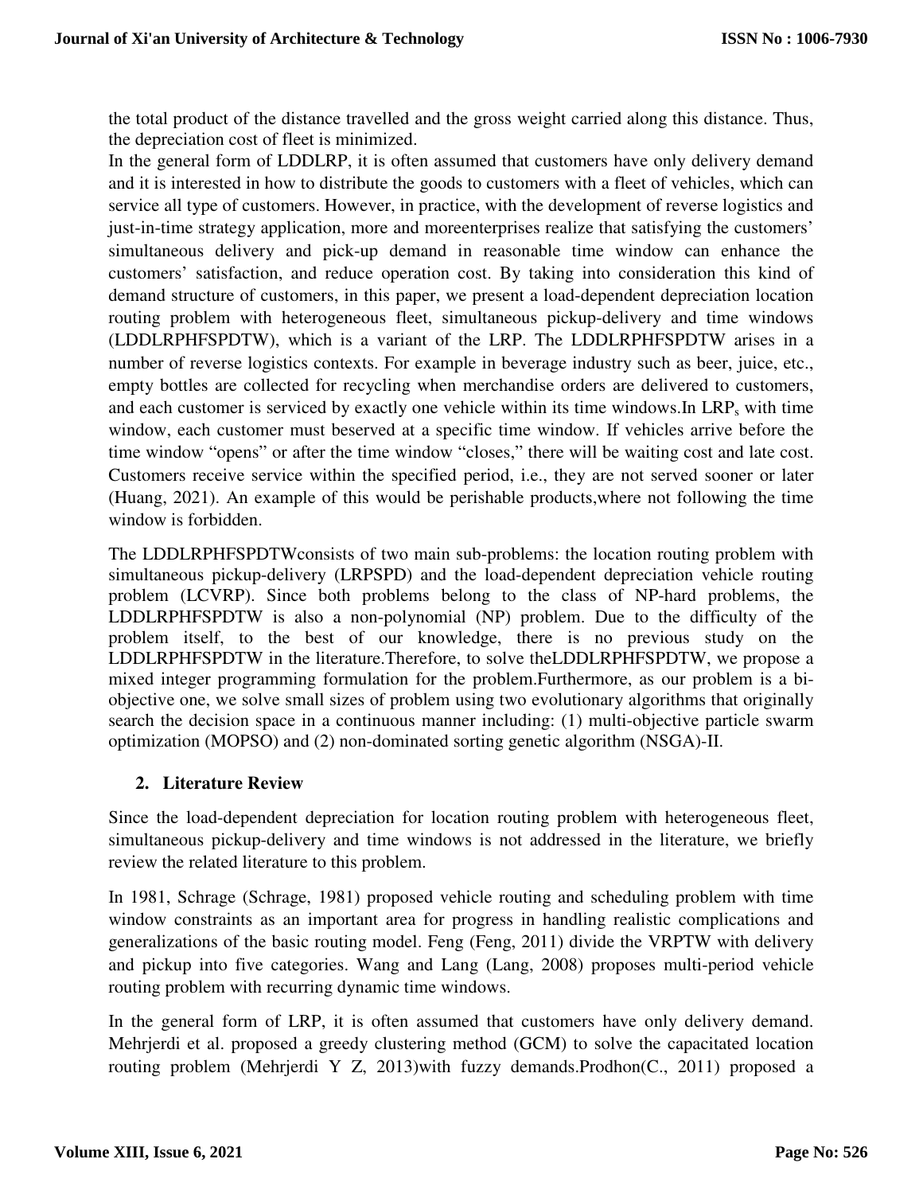the total product of the distance travelled and the gross weight carried along this distance. Thus, the depreciation cost of fleet is minimized.

In the general form of LDDLRP, it is often assumed that customers have only delivery demand and it is interested in how to distribute the goods to customers with a fleet of vehicles, which can service all type of customers. However, in practice, with the development of reverse logistics and just-in-time strategy application, more and moreenterprises realize that satisfying the customers' simultaneous delivery and pick-up demand in reasonable time window can enhance the customers' satisfaction, and reduce operation cost. By taking into consideration this kind of demand structure of customers, in this paper, we present a load-dependent depreciation location routing problem with heterogeneous fleet, simultaneous pickup-delivery and time windows (LDDLRPHFSPDTW), which is a variant of the LRP. The LDDLRPHFSPDTW arises in a number of reverse logistics contexts. For example in beverage industry such as beer, juice, etc., empty bottles are collected for recycling when merchandise orders are delivered to customers, and each customer is serviced by exactly one vehicle within its time windows.In $LRP_s$ with time window, each customer must beserved at a specific time window. If vehicles arrive before the time window "opens" or after the time window "closes," there will be waiting cost and late cost. Customers receive service within the specified period, i.e., they are not served sooner or later (Huang, 2021). An example of this would be perishable products,where not following the time window is forbidden.

The LDDLRPHFSPDTWconsists of two main sub-problems: the location routing problem with simultaneous pickup-delivery (LRPSPD) and the load-dependent depreciation vehicle routing problem (LCVRP). Since both problems belong to the class of NP-hard problems, the LDDLRPHFSPDTW is also a non-polynomial (NP) problem. Due to the difficulty of the problem itself, to the best of our knowledge, there is no previous study on the LDDLRPHFSPDTW in the literature.Therefore, to solve theLDDLRPHFSPDTW, we propose a mixed integer programming formulation for the problem.Furthermore, as our problem is a bi-objective one, we solve small sizes of problem using two evolutionary algorithms that originally search the decision space in a continuous manner including: (1) multi-objective particle swarm optimization (MOPSO) and (2) non-dominated sorting genetic algorithm (NSGA)-II.

## 2. Literature Review

Since the load-dependent depreciation for location routing problem with heterogeneous fleet, simultaneous pickup-delivery and time windows is not addressed in the literature, we briefly review the related literature to this problem.

In 1981, Schrage (Schrage, 1981) proposed vehicle routing and scheduling problem with time window constraints as an important area for progress in handling realistic complications and generalizations of the basic routing model. Feng (Feng, 2011) divide the VRPTW with delivery and pickup into five categories. Wang and Lang (Lang, 2008) proposes multi-period vehicle routing problem with recurring dynamic time windows.

In the general form of LRP, it is often assumed that customers have only delivery demand. Mehrjerdi et al. proposed a greedy clustering method (GCM) to solve the capacitated location routing problem (Mehrjerdi Y Z, 2013)with fuzzy demands.Prodhon(C., 2011) proposed a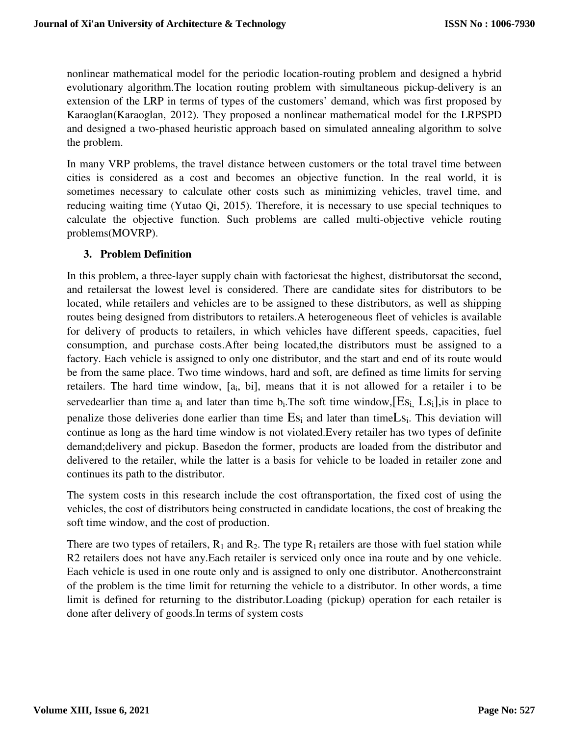nonlinear mathematical model for the periodic location-routing problem and designed a hybrid evolutionary algorithm.The location routing problem with simultaneous pickup-delivery is an extension of the LRP in terms of types of the customers' demand, which was first proposed by Karaoglan(Karaoglan, 2012). They proposed a nonlinear mathematical model for the LRPSPD and designed a two-phased heuristic approach based on simulated annealing algorithm to solve the problem.

In many VRP problems, the travel distance between customers or the total travel time between cities is considered as a cost and becomes an objective function. In the real world, it is sometimes necessary to calculate other costs such as minimizing vehicles, travel time, and reducing waiting time (Yutao Qi, 2015). Therefore, it is necessary to use special techniques to calculate the objective function. Such problems are called multi-objective vehicle routing problems(MOVRP).

## 3. Problem Definition

In this problem, a three-layer supply chain with factoriesat the highest, distributorsat the second, and retailersat the lowest level is considered. There are candidate sites for distributors to be located, while retailers and vehicles are to be assigned to these distributors, as well as shipping routes being designed from distributors to retailers.A heterogeneous fleet of vehicles is available for delivery of products to retailers, in which vehicles have different speeds, capacities, fuel consumption, and purchase costs.After being located,the distributors must be assigned to a factory. Each vehicle is assigned to only one distributor, and the start and end of its route would be from the same place. Two time windows, hard and soft, are defined as time limits for serving retailers. The hard time window, $[a_i, bi]$, means that it is not allowed for a retailer i to be servedearlier than time $a_i$ and later than time $b_i$.The soft time window,$[Es_i, Ls_i]$,is in place to penalize those deliveries done earlier than time $Es_i$ and later than time$Ls_i$. This deviation will continue as long as the hard time window is not violated.Every retailer has two types of definite demand;delivery and pickup. Basedon the former, products are loaded from the distributor and delivered to the retailer, while the latter is a basis for vehicle to be loaded in retailer zone and continues its path to the distributor.

The system costs in this research include the cost oftransportation, the fixed cost of using the vehicles, the cost of distributors being constructed in candidate locations, the cost of breaking the soft time window, and the cost of production.

There are two types of retailers, $R_1$ and $R_2$. The type $R_1$ retailers are those with fuel station while R2 retailers does not have any.Each retailer is serviced only once ina route and by one vehicle. Each vehicle is used in one route only and is assigned to only one distributor. Anotherconstraint of the problem is the time limit for returning the vehicle to a distributor. In other words, a time limit is defined for returning to the distributor.Loading (pickup) operation for each retailer is done after delivery of goods.In terms of system costs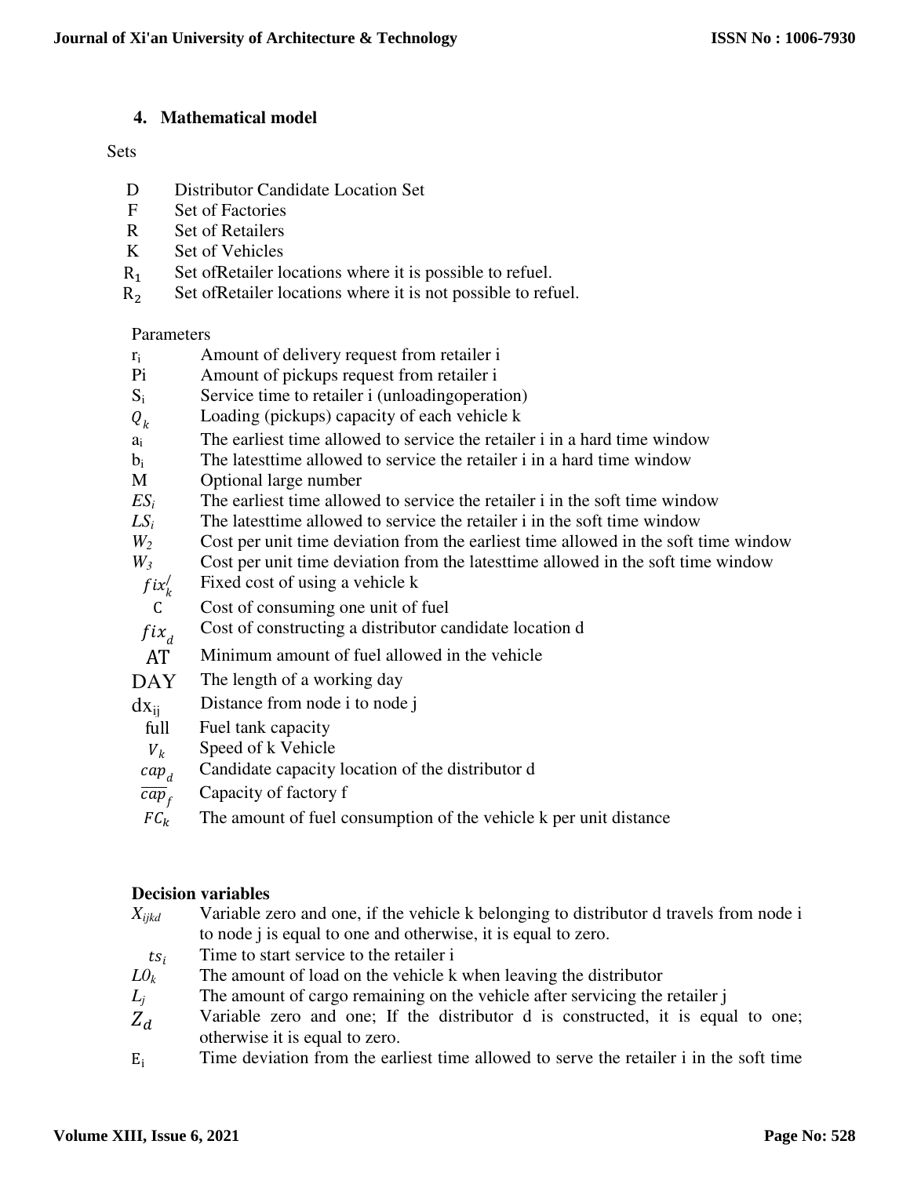## 4. Mathematical model

Sets

| | |
|---|---|
| D | Distributor Candidate Location Set |
| F | Set of Factories |
| R | Set of Retailers |
| K | Set of Vehicles |
| $R_1$ | Set ofRetailer locations where it is possible to refuel. |
| $R_2$ | Set ofRetailer locations where it is not possible to refuel. |

Parameters

| | |
|---|---|
| $r_i$ | Amount of delivery request from retailer i |
| Pi | Amount of pickups request from retailer i |
| $S_i$ | Service time to retailer i (unloadingoperation) |
| $Q_k$ | Loading (pickups) capacity of each vehicle k |
| $a_i$ | The earliest time allowed to service the retailer i in a hard time window |
| $b_i$ | The latesttime allowed to service the retailer i in a hard time window |
| M | Optional large number |
| $ES_i$ | The earliest time allowed to service the retailer i in the soft time window |
| $LS_i$ | The latesttime allowed to service the retailer i in the soft time window |
| $W_2$ | Cost per unit time deviation from the earliest time allowed in the soft time window |
| $W_3$ | Cost per unit time deviation from the latesttime allowed in the soft time window |
| $fix_k^{/}$ | Fixed cost of using a vehicle k |
| C | Cost of consuming one unit of fuel |
| $fix_d$ | Cost of constructing a distributor candidate location d |
| AT | Minimum amount of fuel allowed in the vehicle |
| DAY | The length of a working day |
| $dx_{ij}$ | Distance from node i to node j |
| full | Fuel tank capacity |
| $V_k$ | Speed of k Vehicle |
| $cap_d$ | Candidate capacity location of the distributor d |
| $\overline{cap}_f$ | Capacity of factory f |
| $FC_k$ | The amount of fuel consumption of the vehicle k per unit distance |

**Decision variables**

| | |
|---|---|
| $X_{ijkd}$ | Variable zero and one, if the vehicle k belonging to distributor d travels from node i to node j is equal to one and otherwise, it is equal to zero. |
| $ts_i$ | Time to start service to the retailer i |
| $L0_k$ | The amount of load on the vehicle k when leaving the distributor |
| $L_j$ | The amount of cargo remaining on the vehicle after servicing the retailer j |
| $Z_d$ | Variable zero and one; If the distributor d is constructed, it is equal to one; otherwise it is equal to zero. |
| $E_i$ | Time deviation from the earliest time allowed to serve the retailer i in the soft time |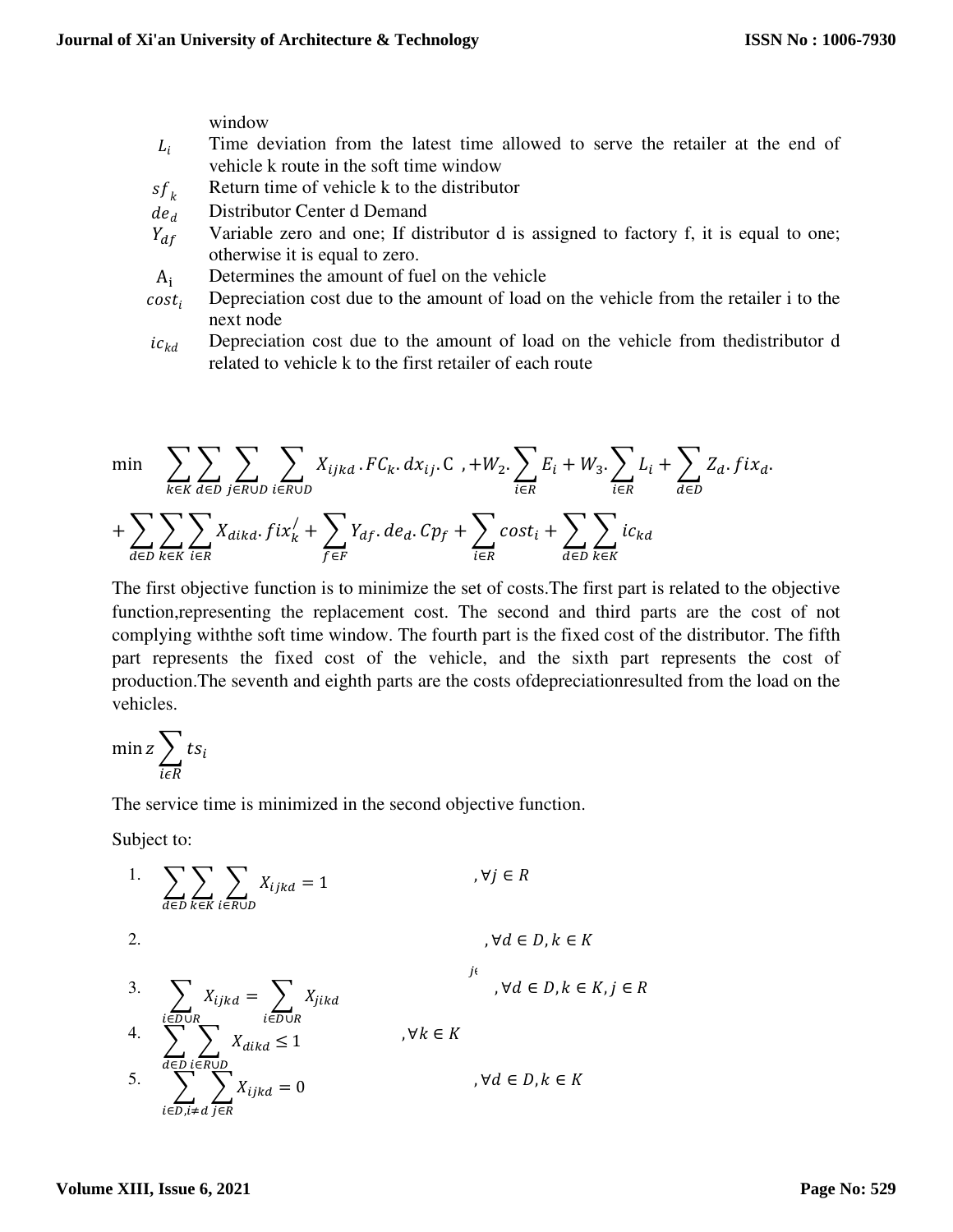window

$L_i$ Time deviation from the latest time allowed to serve the retailer at the end of vehicle k route in the soft time window

$sf_k$ Return time of vehicle k to the distributor

$de_d$ Distributor Center d Demand

$Y_{df}$ Variable zero and one; If distributor d is assigned to factory f, it is equal to one; otherwise it is equal to zero.

$A_i$ Determines the amount of fuel on the vehicle

$cost_i$ Depreciation cost due to the amount of load on the vehicle from the retailer i to the next node

$ic_{kd}$ Depreciation cost due to the amount of load on the vehicle from thedistributor d related to vehicle k to the first retailer of each route

$$\min \quad \sum_{k\in K}\sum_{d\in D}\sum_{j\in R\cup D}\sum_{i\in R\cup D} X_{ijkd}\,.FC_k.\,dx_{ij}.\,\mathrm{C} \;,+W_2.\sum_{i\in R} E_i + W_3.\sum_{i\in R} L_i + \sum_{d\in D} Z_d.\,fix_d.$$

$$+\sum_{d\in D}\sum_{k\in K}\sum_{i\in R} X_{dikd}.\,fix_k^{/} + \sum_{f\in F} Y_{df}.\,de_d.\,Cp_f + \sum_{i\in R} cost_i + \sum_{d\in D}\sum_{k\in K} ic_{kd}$$

The first objective function is to minimize the set of costs.The first part is related to the objective function,representing the replacement cost. The second and third parts are the cost of not complying withthe soft time window. The fourth part is the fixed cost of the distributor. The fifth part represents the fixed cost of the vehicle, and the sixth part represents the cost of production.The seventh and eighth parts are the costs ofdepreciationresulted from the load on the vehicles.

$$\min z \sum_{i\epsilon R} ts_i$$

The service time is minimized in the second objective function.

Subject to:

1. $$\sum_{d\in D}\sum_{k\in K}\sum_{i\in R\cup D} X_{ijkd} = 1 \qquad ,\forall j \in R$$

2. $$\qquad ,\forall d \in D, k \in K$$

3. $$\sum_{i\in D\cup R} X_{ijkd} = \sum_{i\in D\cup R} X_{jikd} \qquad ,\forall d \in D, k \in K, j \in R$$

4. $$\sum_{d\in D}\sum_{i\in R\cup D} X_{dikd} \le 1 \qquad ,\forall k \in K$$

5. $$\sum_{i\in D, i\neq d}\sum_{j\in R} X_{ijkd} = 0 \qquad ,\forall d \in D, k \in K$$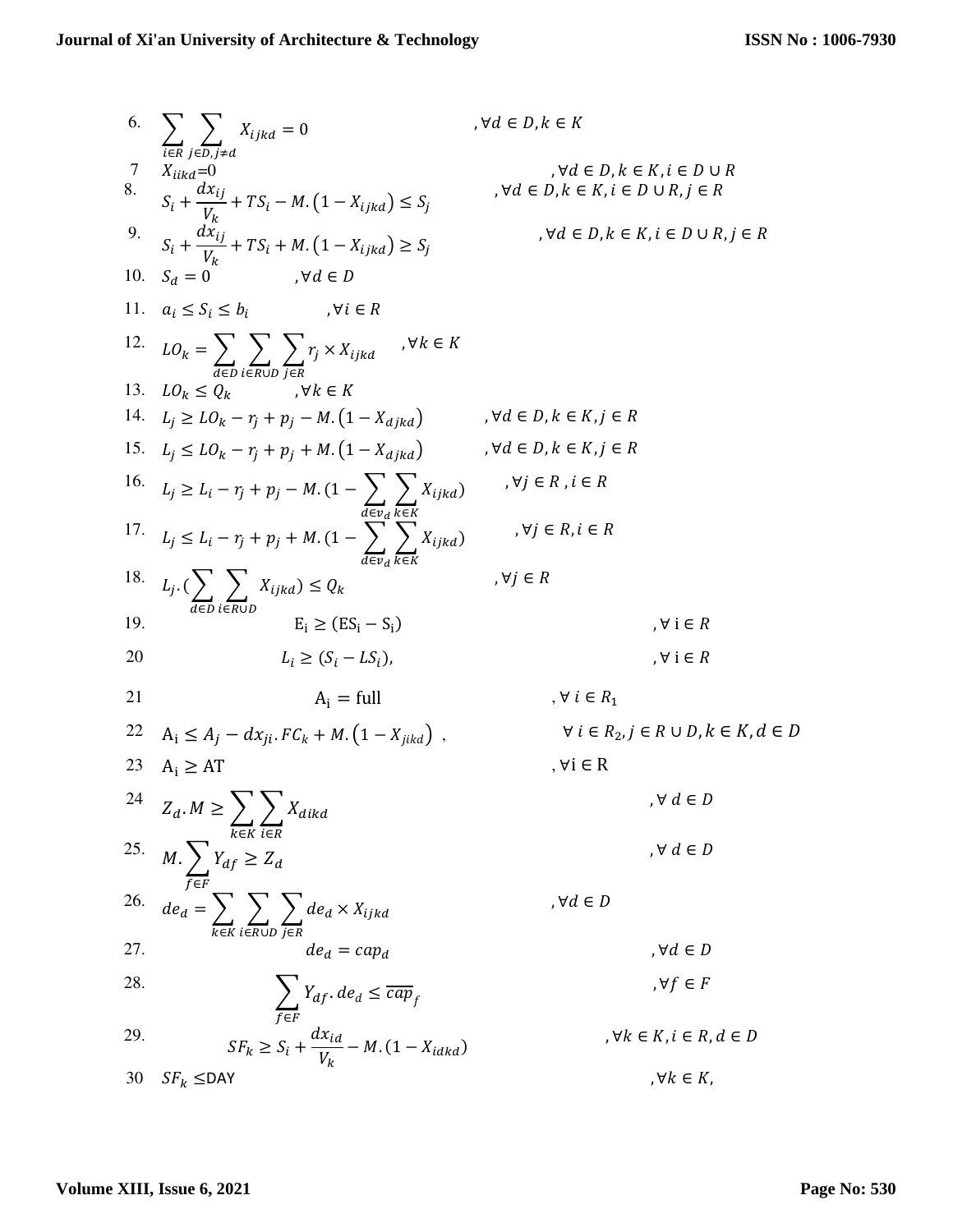6. $$\sum_{i \in R} \sum_{j \in D, j \neq d} X_{ijkd} = 0 \quad , \forall d \in D, k \in K$$

7 $$X_{iikd} = 0 \quad , \forall d \in D, k \in K, i \in D \cup R$$

8. $$S_i + \frac{dx_{ij}}{V_k} + TS_i - M.\left(1 - X_{ijkd}\right) \leq S_j \quad , \forall d \in D, k \in K, i \in D \cup R, j \in R$$

9. $$S_i + \frac{dx_{ij}}{V_k} + TS_i + M.\left(1 - X_{ijkd}\right) \geq S_j \quad , \forall d \in D, k \in K, i \in D \cup R, j \in R$$

10. $$S_d = 0 \quad , \forall d \in D$$

11. $$a_i \leq S_i \leq b_i \quad , \forall i \in R$$

12. $$LO_k = \sum_{d \in D} \sum_{i \in R \cup D} \sum_{j \in R} r_j \times X_{ijkd} \quad , \forall k \in K$$

13. $$LO_k \leq Q_k \quad , \forall k \in K$$

14. $$L_j \geq LO_k - r_j + p_j - M.\left(1 - X_{djkd}\right) \quad , \forall d \in D, k \in K, j \in R$$

15. $$L_j \leq LO_k - r_j + p_j + M.\left(1 - X_{djkd}\right) \quad , \forall d \in D, k \in K, j \in R$$

16. $$L_j \geq L_i - r_j + p_j - M.(1 - \sum_{d \in v_d} \sum_{k \in K} X_{ijkd}) \quad , \forall j \in R, i \in R$$

17. $$L_j \leq L_i - r_j + p_j + M.(1 - \sum_{d \in v_d} \sum_{k \in K} X_{ijkd}) \quad , \forall j \in R, i \in R$$

18. $$L_j.(\sum_{d \in D} \sum_{i \in R \cup D} X_{ijkd}) \leq Q_k \quad , \forall j \in R$$

19. $$\mathrm{E_i} \geq (\mathrm{ES_i} - \mathrm{S_i}) \quad , \forall \mathrm{i} \in R$$

20 $$L_i \geq (S_i - LS_i), \quad , \forall \mathrm{i} \in R$$

21 $$\mathrm{A_i} = \mathrm{full} \quad , \forall i \in R_1$$

22 $$\mathrm{A_i} \leq A_j - dx_{ji}.FC_k + M.\left(1 - X_{jikd}\right) \ , \quad \forall i \in R_2, j \in R \cup D, k \in K, d \in D$$

23 $$\mathrm{A_i} \geq \mathrm{AT} \quad , \forall \mathrm{i} \in \mathrm{R}$$

24 $$Z_d.M \geq \sum_{k \in K} \sum_{i \in R} X_{dikd} \quad , \forall d \in D$$

25. $$M.\sum_{f \in F} Y_{df} \geq Z_d \quad , \forall d \in D$$

26. $$de_d = \sum_{k \in K} \sum_{i \in R \cup D} \sum_{j \in R} de_d \times X_{ijkd} \quad , \forall d \in D$$

27. $$de_d = cap_d \quad , \forall d \in D$$

28. $$\sum_{f \in F} Y_{df}.de_d \leq \overline{cap}_f \quad , \forall f \in F$$

29. $$SF_k \geq S_i + \frac{dx_{id}}{V_k} - M.(1 - X_{idkd}) \quad , \forall k \in K, i \in R, d \in D$$

30 $$SF_k \leq \mathrm{DAY} \quad , \forall k \in K,$$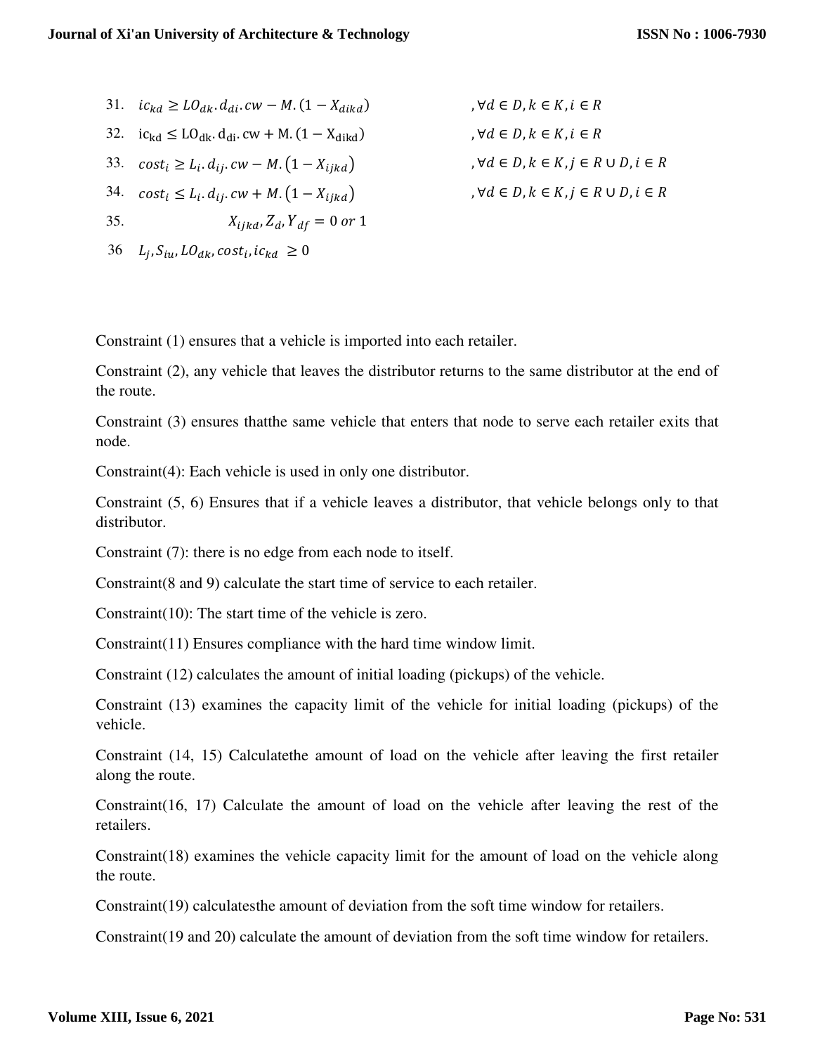31. $ic_{kd} \geq LO_{dk}.d_{di}.cw - M.(1 - X_{dikd})$ $\quad ,\forall d \in D, k \in K, i \in R$

32. $ic_{kd} \leq LO_{dk}.d_{di}.cw + M.(1 - X_{dikd})$ $\quad ,\forall d \in D, k \in K, i \in R$

33. $cost_i \geq L_i.d_{ij}.cw - M.\left(1 - X_{ijkd}\right)$ $\quad ,\forall d \in D, k \in K, j \in R \cup D, i \in R$

34. $cost_i \leq L_i.d_{ij}.cw + M.\left(1 - X_{ijkd}\right)$ $\quad ,\forall d \in D, k \in K, j \in R \cup D, i \in R$

35. $X_{ijkd}, Z_d, Y_{df} = 0 \text{ or } 1$

36. $L_j, S_{iu}, LO_{dk}, cost_i, ic_{kd} \geq 0$

Constraint (1) ensures that a vehicle is imported into each retailer.

Constraint (2), any vehicle that leaves the distributor returns to the same distributor at the end of the route.

Constraint (3) ensures thatthe same vehicle that enters that node to serve each retailer exits that node.

Constraint(4): Each vehicle is used in only one distributor.

Constraint (5, 6) Ensures that if a vehicle leaves a distributor, that vehicle belongs only to that distributor.

Constraint (7): there is no edge from each node to itself.

Constraint(8 and 9) calculate the start time of service to each retailer.

Constraint(10): The start time of the vehicle is zero.

Constraint(11) Ensures compliance with the hard time window limit.

Constraint (12) calculates the amount of initial loading (pickups) of the vehicle.

Constraint (13) examines the capacity limit of the vehicle for initial loading (pickups) of the vehicle.

Constraint (14, 15) Calculatethe amount of load on the vehicle after leaving the first retailer along the route.

Constraint(16, 17) Calculate the amount of load on the vehicle after leaving the rest of the retailers.

Constraint(18) examines the vehicle capacity limit for the amount of load on the vehicle along the route.

Constraint(19) calculatesthe amount of deviation from the soft time window for retailers.

Constraint(19 and 20) calculate the amount of deviation from the soft time window for retailers.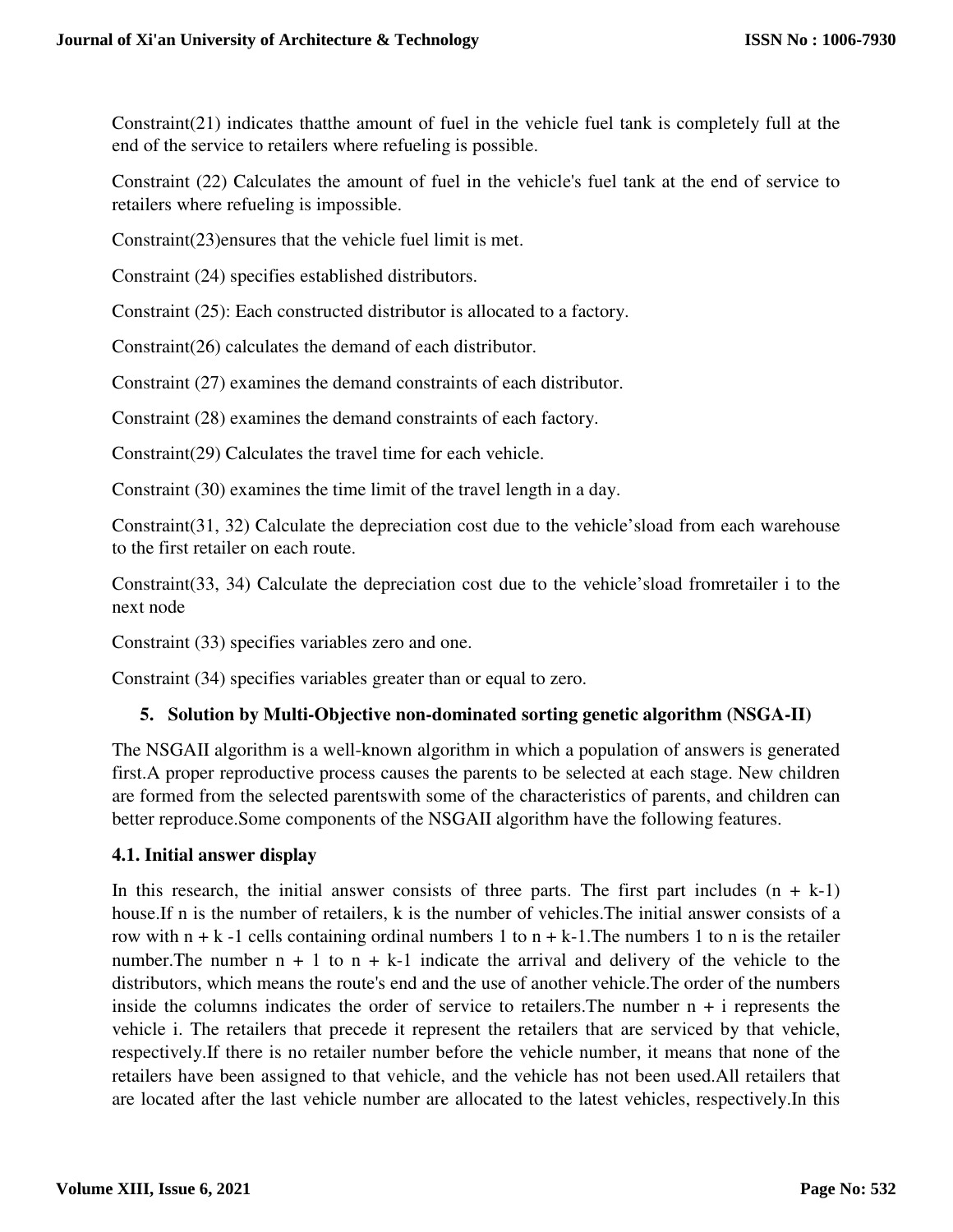Constraint(21) indicates thatthe amount of fuel in the vehicle fuel tank is completely full at the end of the service to retailers where refueling is possible.

Constraint (22) Calculates the amount of fuel in the vehicle's fuel tank at the end of service to retailers where refueling is impossible.

Constraint(23)ensures that the vehicle fuel limit is met.

Constraint (24) specifies established distributors.

Constraint (25): Each constructed distributor is allocated to a factory.

Constraint(26) calculates the demand of each distributor.

Constraint (27) examines the demand constraints of each distributor.

Constraint (28) examines the demand constraints of each factory.

Constraint(29) Calculates the travel time for each vehicle.

Constraint (30) examines the time limit of the travel length in a day.

Constraint(31, 32) Calculate the depreciation cost due to the vehicle'sload from each warehouse to the first retailer on each route.

Constraint(33, 34) Calculate the depreciation cost due to the vehicle'sload fromretailer i to the next node

Constraint (33) specifies variables zero and one.

Constraint (34) specifies variables greater than or equal to zero.

## 5. Solution by Multi-Objective non-dominated sorting genetic algorithm (NSGA-II)

The NSGAII algorithm is a well-known algorithm in which a population of answers is generated first.A proper reproductive process causes the parents to be selected at each stage. New children are formed from the selected parentswith some of the characteristics of parents, and children can better reproduce.Some components of the NSGAII algorithm have the following features.

### 4.1. Initial answer display

In this research, the initial answer consists of three parts. The first part includes $(n + k-1)$ house.If n is the number of retailers, k is the number of vehicles.The initial answer consists of a row with $n + k -1$ cells containing ordinal numbers 1 to $n + k-1$.The numbers 1 to n is the retailer number.The number $n + 1$ to $n + k-1$ indicate the arrival and delivery of the vehicle to the distributors, which means the route's end and the use of another vehicle.The order of the numbers inside the columns indicates the order of service to retailers.The number $n + i$ represents the vehicle i. The retailers that precede it represent the retailers that are serviced by that vehicle, respectively.If there is no retailer number before the vehicle number, it means that none of the retailers have been assigned to that vehicle, and the vehicle has not been used.All retailers that are located after the last vehicle number are allocated to the latest vehicles, respectively.In this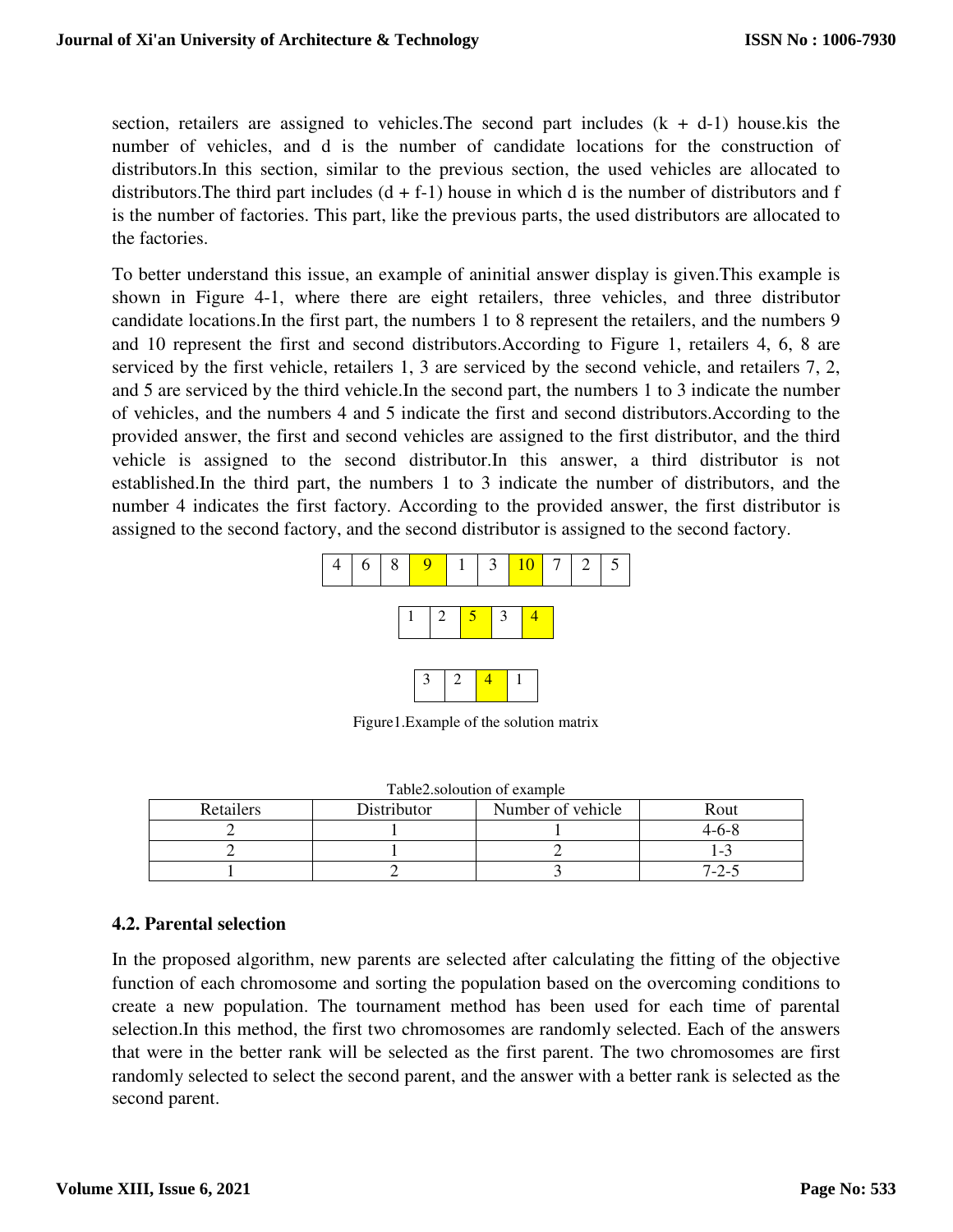section, retailers are assigned to vehicles.The second part includes (k + d-1) house.kis the number of vehicles, and d is the number of candidate locations for the construction of distributors.In this section, similar to the previous section, the used vehicles are allocated to distributors.The third part includes (d + f-1) house in which d is the number of distributors and f is the number of factories. This part, like the previous parts, the used distributors are allocated to the factories.

To better understand this issue, an example of aninitial answer display is given.This example is shown in Figure 4-1, where there are eight retailers, three vehicles, and three distributor candidate locations.In the first part, the numbers 1 to 8 represent the retailers, and the numbers 9 and 10 represent the first and second distributors.According to Figure 1, retailers 4, 6, 8 are serviced by the first vehicle, retailers 1, 3 are serviced by the second vehicle, and retailers 7, 2, and 5 are serviced by the third vehicle.In the second part, the numbers 1 to 3 indicate the number of vehicles, and the numbers 4 and 5 indicate the first and second distributors.According to the provided answer, the first and second vehicles are assigned to the first distributor, and the third vehicle is assigned to the second distributor.In this answer, a third distributor is not established.In the third part, the numbers 1 to 3 indicate the number of distributors, and the number 4 indicates the first factory. According to the provided answer, the first distributor is assigned to the second factory, and the second distributor is assigned to the second factory.

| 4 | 6 | 8 | 9 | 1 | 3 | 10 | 7 | 2 | 5 |
|---|---|---|---|---|---|---|---|---|---|

| 1 | 2 | 5 | 3 | 4 |
|---|---|---|---|---|

| 3 | 2 | 4 | 1 |
|---|---|---|---|

Figure1.Example of the solution matrix

Table2.soloution of example

| Retailers | Distributor | Number of vehicle | Rout |
|---|---|---|---|
| 2 | 1 | 1 | 4-6-8 |
| 2 | 1 | 2 | 1-3 |
| 1 | 2 | 3 | 7-2-5 |

### 4.2. Parental selection

In the proposed algorithm, new parents are selected after calculating the fitting of the objective function of each chromosome and sorting the population based on the overcoming conditions to create a new population. The tournament method has been used for each time of parental selection.In this method, the first two chromosomes are randomly selected. Each of the answers that were in the better rank will be selected as the first parent. The two chromosomes are first randomly selected to select the second parent, and the answer with a better rank is selected as the second parent.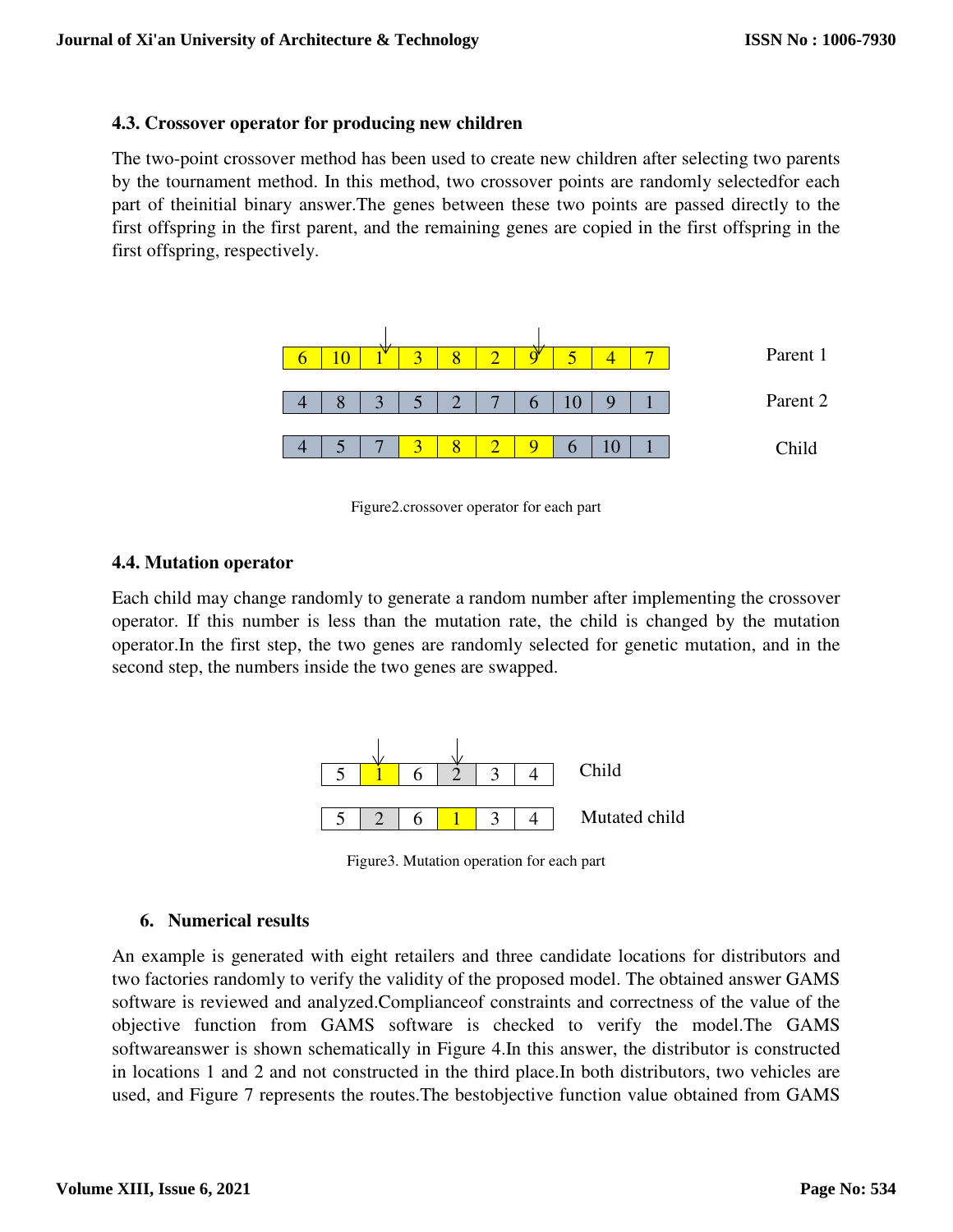### 4.3. Crossover operator for producing new children

The two-point crossover method has been used to create new children after selecting two parents by the tournament method. In this method, two crossover points are randomly selectedfor each part of theinitial binary answer.The genes between these two points are passed directly to the first offspring in the first parent, and the remaining genes are copied in the first offspring in the first offspring, respectively.

| | | | | | | | | | | |
|---|---|---|---|---|---|---|---|---|---|---|
| 6 | 10 | 1 | 3 | 8 | 2 | 9 | 5 | 4 | 7 | Parent 1 |
| 4 | 8 | 3 | 5 | 2 | 7 | 6 | 10 | 9 | 1 | Parent 2 |
| 4 | 5 | 7 | 3 | 8 | 2 | 9 | 6 | 10 | 1 | Child |

Figure2.crossover operator for each part

### 4.4. Mutation operator

Each child may change randomly to generate a random number after implementing the crossover operator. If this number is less than the mutation rate, the child is changed by the mutation operator.In the first step, the two genes are randomly selected for genetic mutation, and in the second step, the numbers inside the two genes are swapped.

| | | | | | | |
|---|---|---|---|---|---|---|
| 5 | 1 | 6 | 2 | 3 | 4 | Child |
| 5 | 2 | 6 | 1 | 3 | 4 | Mutated child |

Figure3. Mutation operation for each part

## 6. Numerical results

An example is generated with eight retailers and three candidate locations for distributors and two factories randomly to verify the validity of the proposed model. The obtained answer GAMS software is reviewed and analyzed.Complianceof constraints and correctness of the value of the objective function from GAMS software is checked to verify the model.The GAMS softwareanswer is shown schematically in Figure 4.In this answer, the distributor is constructed in locations 1 and 2 and not constructed in the third place.In both distributors, two vehicles are used, and Figure 7 represents the routes.The bestobjective function value obtained from GAMS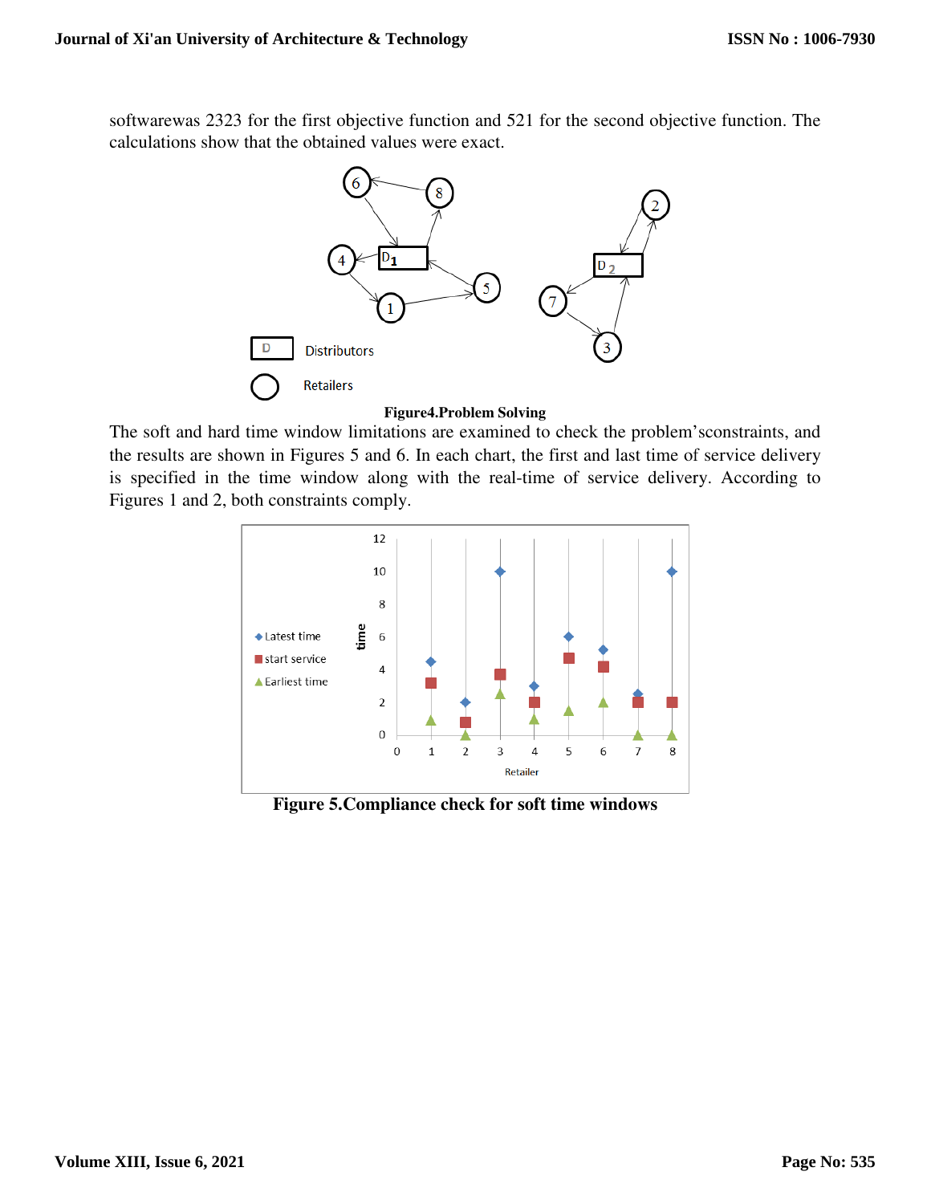softwarewas 2323 for the first objective function and 521 for the second objective function. The calculations show that the obtained values were exact.

**Figure4.Problem Solving**

The soft and hard time window limitations are examined to check the problem'sconstraints, and the results are shown in Figures 5 and 6. In each chart, the first and last time of service delivery is specified in the time window along with the real-time of service delivery. According to Figures 1 and 2, both constraints comply.

**Figure 5.Compliance check for soft time windows**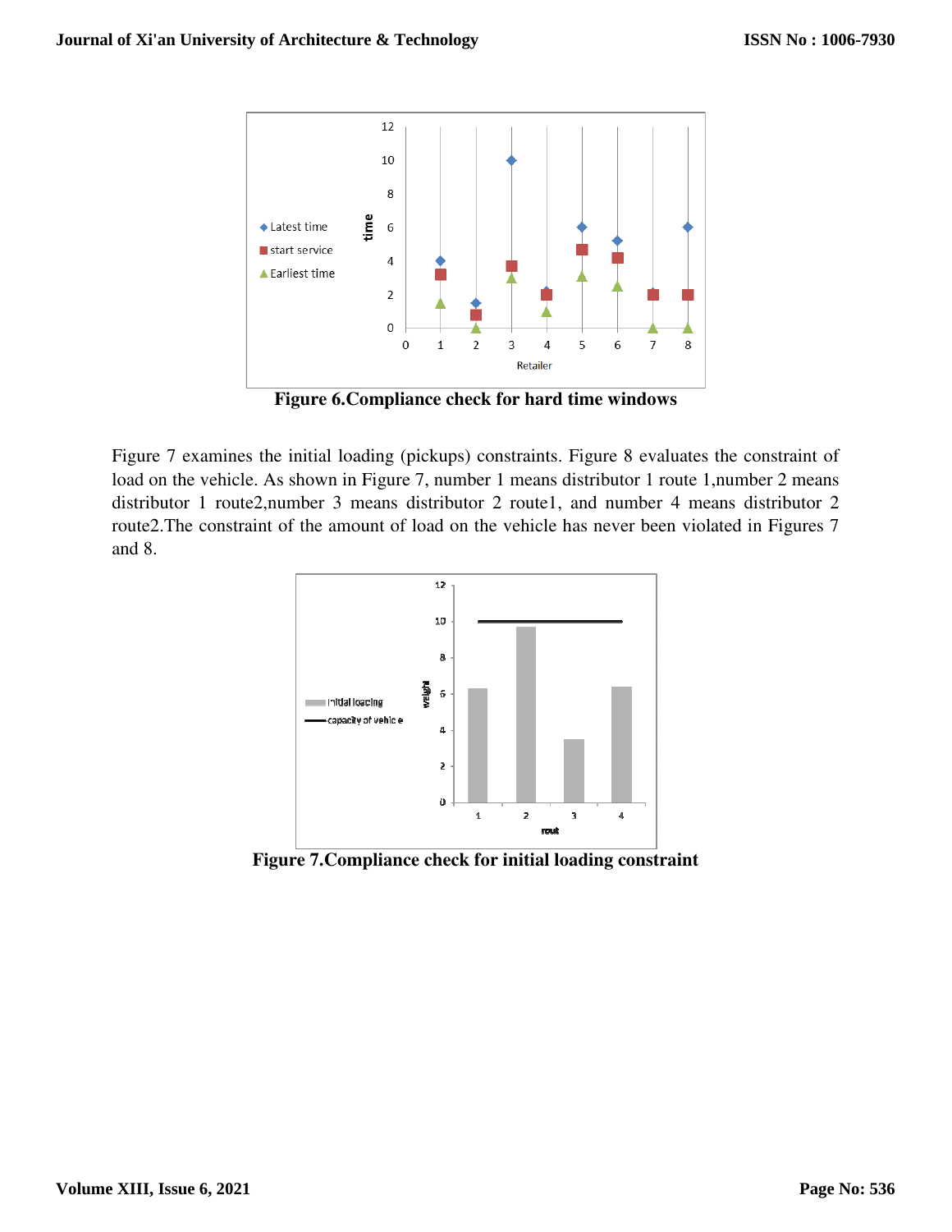**Figure 6.Compliance check for hard time windows**

Figure 7 examines the initial loading (pickups) constraints. Figure 8 evaluates the constraint of load on the vehicle. As shown in Figure 7, number 1 means distributor 1 route 1,number 2 means distributor 1 route2,number 3 means distributor 2 route1, and number 4 means distributor 2 route2.The constraint of the amount of load on the vehicle has never been violated in Figures 7 and 8.

**Figure 7.Compliance check for initial loading constraint**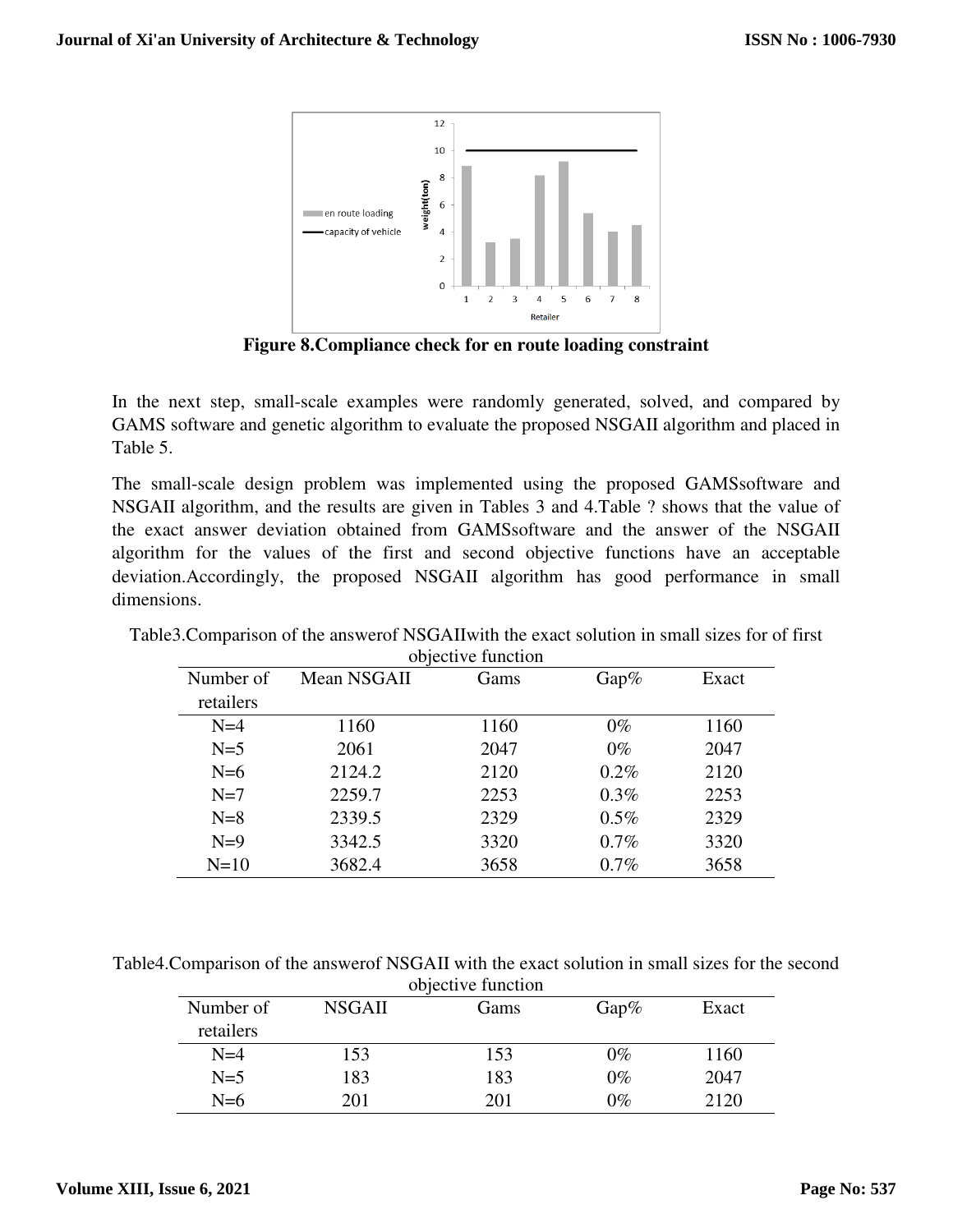Figure 8.Compliance check for en route loading constraint

In the next step, small-scale examples were randomly generated, solved, and compared by GAMS software and genetic algorithm to evaluate the proposed NSGAII algorithm and placed in Table 5.

The small-scale design problem was implemented using the proposed GAMSsoftware and NSGAII algorithm, and the results are given in Tables 3 and 4.Table ? shows that the value of the exact answer deviation obtained from GAMSsoftware and the answer of the NSGAII algorithm for the values of the first and second objective functions have an acceptable deviation.Accordingly, the proposed NSGAII algorithm has good performance in small dimensions.

Table3.Comparison of the answerof NSGAIIwith the exact solution in small sizes for of first objective function

| Number of retailers | Mean NSGAII | Gams | Gap% | Exact |
|---|---|---|---|---|
| N=4 | 1160 | 1160 | 0% | 1160 |
| N=5 | 2061 | 2047 | 0% | 2047 |
| N=6 | 2124.2 | 2120 | 0.2% | 2120 |
| N=7 | 2259.7 | 2253 | 0.3% | 2253 |
| N=8 | 2339.5 | 2329 | 0.5% | 2329 |
| N=9 | 3342.5 | 3320 | 0.7% | 3320 |
| N=10 | 3682.4 | 3658 | 0.7% | 3658 |

Table4.Comparison of the answerof NSGAII with the exact solution in small sizes for the second objective function

| Number of retailers | NSGAII | Gams | Gap% | Exact |
|---|---|---|---|---|
| N=4 | 153 | 153 | 0% | 1160 |
| N=5 | 183 | 183 | 0% | 2047 |
| N=6 | 201 | 201 | 0% | 2120 |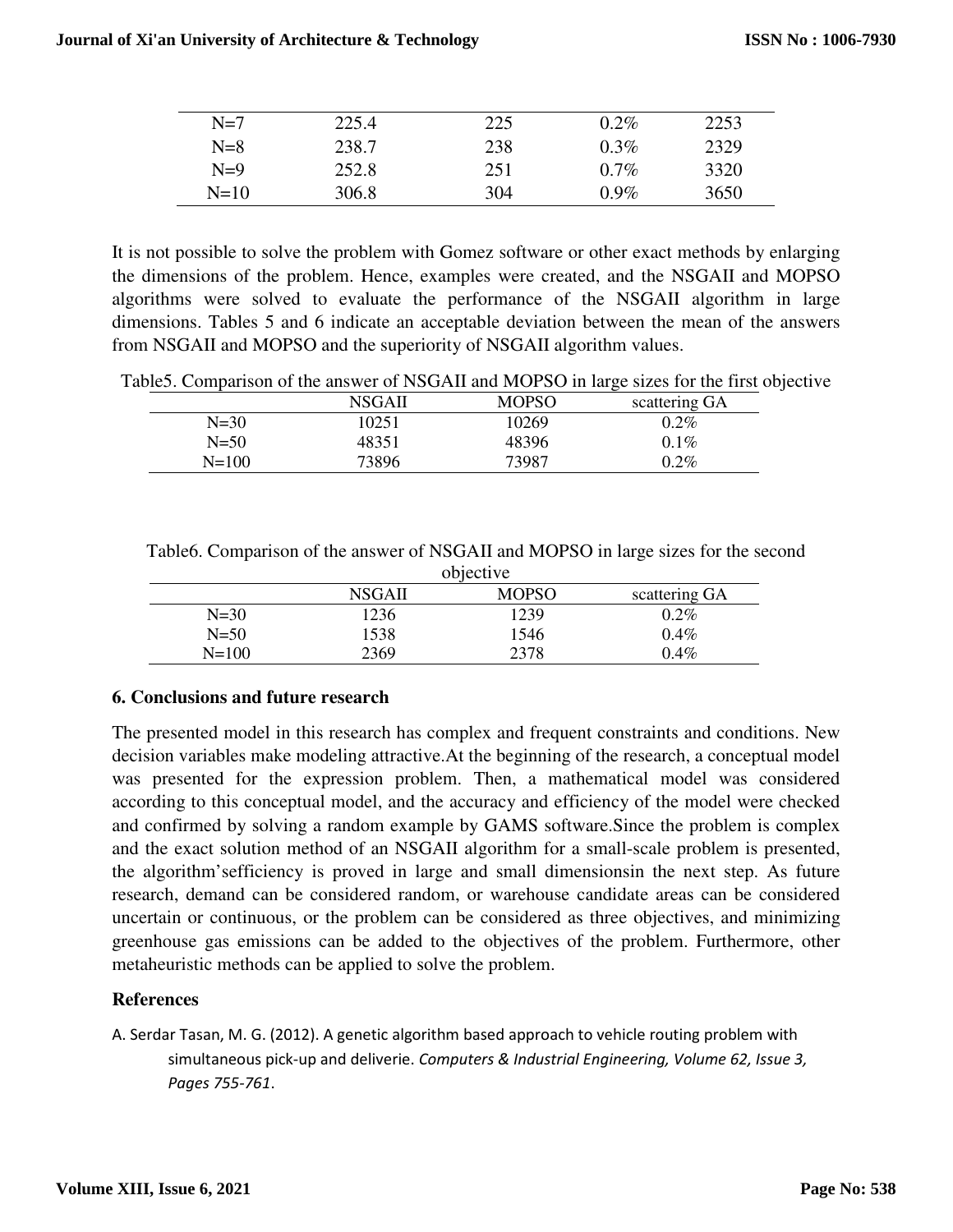| N=7 | 225.4 | 225 | 0.2% | 2253 |
|---|---|---|---|---|
| N=8 | 238.7 | 238 | 0.3% | 2329 |
| N=9 | 252.8 | 251 | 0.7% | 3320 |
| N=10 | 306.8 | 304 | 0.9% | 3650 |

It is not possible to solve the problem with Gomez software or other exact methods by enlarging the dimensions of the problem. Hence, examples were created, and the NSGAII and MOPSO algorithms were solved to evaluate the performance of the NSGAII algorithm in large dimensions. Tables 5 and 6 indicate an acceptable deviation between the mean of the answers from NSGAII and MOPSO and the superiority of NSGAII algorithm values.

Table5. Comparison of the answer of NSGAII and MOPSO in large sizes for the first objective

| | NSGAII | MOPSO | scattering GA |
|---|---|---|---|
| N=30 | 10251 | 10269 | 0.2% |
| N=50 | 48351 | 48396 | 0.1% |
| N=100 | 73896 | 73987 | 0.2% |

Table6. Comparison of the answer of NSGAII and MOPSO in large sizes for the second objective

| | NSGAII | MOPSO | scattering GA |
|---|---|---|---|
| N=30 | 1236 | 1239 | 0.2% |
| N=50 | 1538 | 1546 | 0.4% |
| N=100 | 2369 | 2378 | 0.4% |

## 6. Conclusions and future research

The presented model in this research has complex and frequent constraints and conditions. New decision variables make modeling attractive.At the beginning of the research, a conceptual model was presented for the expression problem. Then, a mathematical model was considered according to this conceptual model, and the accuracy and efficiency of the model were checked and confirmed by solving a random example by GAMS software.Since the problem is complex and the exact solution method of an NSGAII algorithm for a small-scale problem is presented, the algorithm'sefficiency is proved in large and small dimensionsin the next step. As future research, demand can be considered random, or warehouse candidate areas can be considered uncertain or continuous, or the problem can be considered as three objectives, and minimizing greenhouse gas emissions can be added to the objectives of the problem. Furthermore, other metaheuristic methods can be applied to solve the problem.

## References

A. Serdar Tasan, M. G. (2012). A genetic algorithm based approach to vehicle routing problem with simultaneous pick-up and deliverie. *Computers & Industrial Engineering, Volume 62, Issue 3, Pages 755-761*.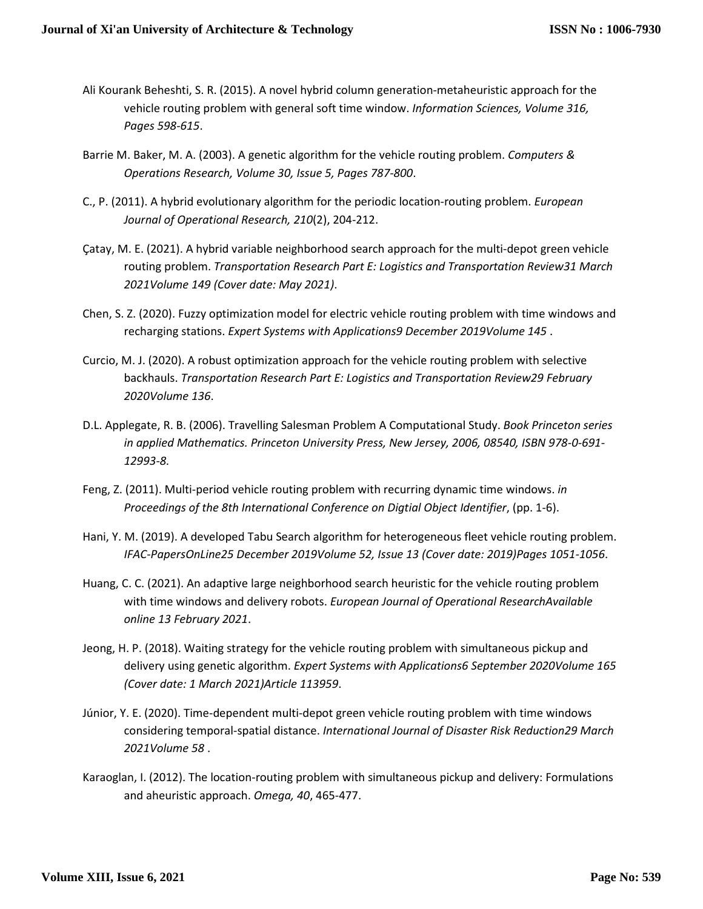Ali Kourank Beheshti, S. R. (2015). A novel hybrid column generation-metaheuristic approach for the vehicle routing problem with general soft time window. *Information Sciences, Volume 316, Pages 598-615*.

Barrie M. Baker, M. A. (2003). A genetic algorithm for the vehicle routing problem. *Computers & Operations Research, Volume 30, Issue 5, Pages 787-800*.

C., P. (2011). A hybrid evolutionary algorithm for the periodic location-routing problem. *European Journal of Operational Research, 210*(2), 204-212.

Çatay, M. E. (2021). A hybrid variable neighborhood search approach for the multi-depot green vehicle routing problem. *Transportation Research Part E: Logistics and Transportation Review31 March 2021Volume 149 (Cover date: May 2021).*

Chen, S. Z. (2020). Fuzzy optimization model for electric vehicle routing problem with time windows and recharging stations. *Expert Systems with Applications9 December 2019Volume 145* .

Curcio, M. J. (2020). A robust optimization approach for the vehicle routing problem with selective backhauls. *Transportation Research Part E: Logistics and Transportation Review29 February 2020Volume 136*.

D.L. Applegate, R. B. (2006). Travelling Salesman Problem A Computational Study. *Book Princeton series in applied Mathematics. Princeton University Press, New Jersey, 2006, 08540, ISBN 978-0-691-12993-8.*

Feng, Z. (2011). Multi-period vehicle routing problem with recurring dynamic time windows. *in Proceedings of the 8th International Conference on Digtial Object Identifier*, (pp. 1-6).

Hani, Y. M. (2019). A developed Tabu Search algorithm for heterogeneous fleet vehicle routing problem. *IFAC-PapersOnLine25 December 2019Volume 52, Issue 13 (Cover date: 2019)Pages 1051-1056*.

Huang, C. C. (2021). An adaptive large neighborhood search heuristic for the vehicle routing problem with time windows and delivery robots. *European Journal of Operational ResearchAvailable online 13 February 2021*.

Jeong, H. P. (2018). Waiting strategy for the vehicle routing problem with simultaneous pickup and delivery using genetic algorithm. *Expert Systems with Applications6 September 2020Volume 165 (Cover date: 1 March 2021)Article 113959*.

Júnior, Y. E. (2020). Time-dependent multi-depot green vehicle routing problem with time windows considering temporal-spatial distance. *International Journal of Disaster Risk Reduction29 March 2021Volume 58* .

Karaoglan, I. (2012). The location-routing problem with simultaneous pickup and delivery: Formulations and aheuristic approach. *Omega, 40*, 465-477.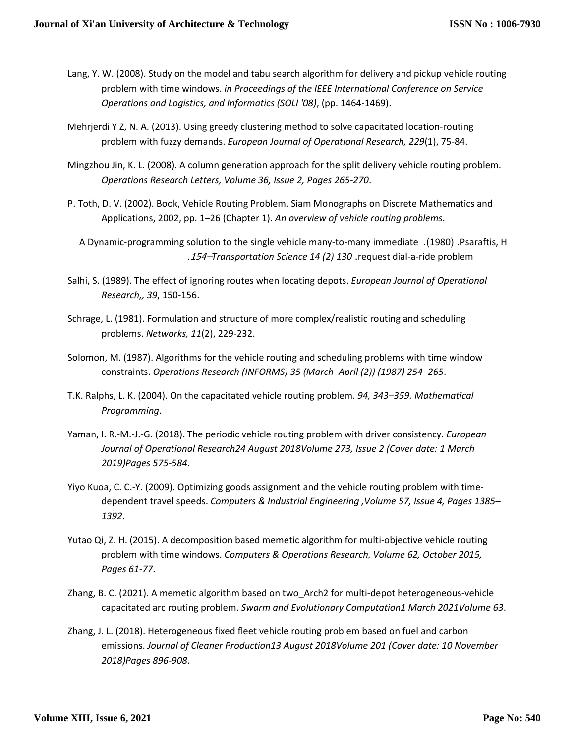Lang, Y. W. (2008). Study on the model and tabu search algorithm for delivery and pickup vehicle routing problem with time windows. *in Proceedings of the IEEE International Conference on Service Operations and Logistics, and Informatics (SOLI '08)*, (pp. 1464-1469).

Mehrjerdi Y Z, N. A. (2013). Using greedy clustering method to solve capacitated location-routing problem with fuzzy demands. *European Journal of Operational Research, 229*(1), 75-84.

Mingzhou Jin, K. L. (2008). A column generation approach for the split delivery vehicle routing problem. *Operations Research Letters, Volume 36, Issue 2, Pages 265-270*.

P. Toth, D. V. (2002). Book, Vehicle Routing Problem, Siam Monographs on Discrete Mathematics and Applications, 2002, pp. 1–26 (Chapter 1). *An overview of vehicle routing problems*.

A Dynamic-programming solution to the single vehicle many-to-many immediate .(1980) .Psaraftis, H .*154–Transportation Science 14 (2) 130* .request dial-a-ride problem

Salhi, S. (1989). The effect of ignoring routes when locating depots. *European Journal of Operational Research,, 39*, 150-156.

Schrage, L. (1981). Formulation and structure of more complex/realistic routing and scheduling problems. *Networks, 11*(2), 229-232.

Solomon, M. (1987). Algorithms for the vehicle routing and scheduling problems with time window constraints. *Operations Research (INFORMS) 35 (March–April (2)) (1987) 254–265*.

T.K. Ralphs, L. K. (2004). On the capacitated vehicle routing problem. *94, 343–359. Mathematical Programming*.

Yaman, I. R.-M.-J.-G. (2018). The periodic vehicle routing problem with driver consistency. *European Journal of Operational Research24 August 2018Volume 273, Issue 2 (Cover date: 1 March 2019)Pages 575-584*.

Yiyo Kuoa, C. C.-Y. (2009). Optimizing goods assignment and the vehicle routing problem with time-dependent travel speeds. *Computers & Industrial Engineering ,Volume 57, Issue 4, Pages 1385–1392*.

Yutao Qi, Z. H. (2015). A decomposition based memetic algorithm for multi-objective vehicle routing problem with time windows. *Computers & Operations Research, Volume 62, October 2015, Pages 61-77*.

Zhang, B. C. (2021). A memetic algorithm based on two_Arch2 for multi-depot heterogeneous-vehicle capacitated arc routing problem. *Swarm and Evolutionary Computation1 March 2021Volume 63*.

Zhang, J. L. (2018). Heterogeneous fixed fleet vehicle routing problem based on fuel and carbon emissions. *Journal of Cleaner Production13 August 2018Volume 201 (Cover date: 10 November 2018)Pages 896-908*.